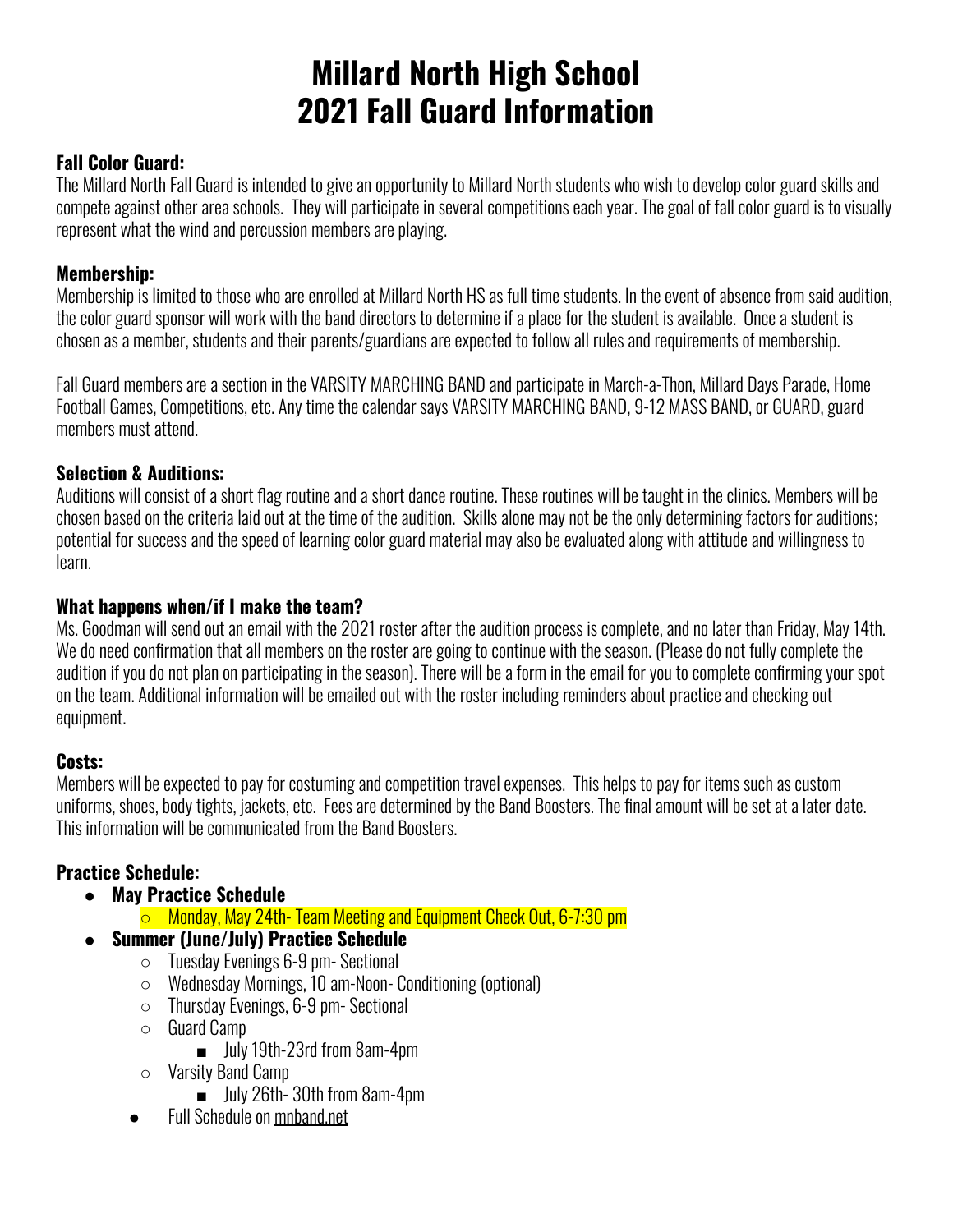# Millard North High School
# 2021 Fall Guard Information

### Fall Color Guard:

The Millard North Fall Guard is intended to give an opportunity to Millard North students who wish to develop color guard skills and compete against other area schools. They will participate in several competitions each year. The goal of fall color guard is to visually represent what the wind and percussion members are playing.

### Membership:

Membership is limited to those who are enrolled at Millard North HS as full time students. In the event of absence from said audition, the color guard sponsor will work with the band directors to determine if a place for the student is available. Once a student is chosen as a member, students and their parents/guardians are expected to follow all rules and requirements of membership.

Fall Guard members are a section in the VARSITY MARCHING BAND and participate in March-a-Thon, Millard Days Parade, Home Football Games, Competitions, etc. Any time the calendar says VARSITY MARCHING BAND, 9-12 MASS BAND, or GUARD, guard members must attend.

### Selection & Auditions:

Auditions will consist of a short flag routine and a short dance routine. These routines will be taught in the clinics. Members will be chosen based on the criteria laid out at the time of the audition. Skills alone may not be the only determining factors for auditions; potential for success and the speed of learning color guard material may also be evaluated along with attitude and willingness to learn.

### What happens when/if I make the team?

Ms. Goodman will send out an email with the 2021 roster after the audition process is complete, and no later than Friday, May 14th. We do need confirmation that all members on the roster are going to continue with the season. (Please do not fully complete the audition if you do not plan on participating in the season). There will be a form in the email for you to complete confirming your spot on the team. Additional information will be emailed out with the roster including reminders about practice and checking out equipment.

### Costs:

Members will be expected to pay for costuming and competition travel expenses. This helps to pay for items such as custom uniforms, shoes, body tights, jackets, etc. Fees are determined by the Band Boosters. The final amount will be set at a later date. This information will be communicated from the Band Boosters.

### Practice Schedule:

- **May Practice Schedule**
  - Monday, May 24th- Team Meeting and Equipment Check Out, 6-7:30 pm
- **Summer (June/July) Practice Schedule**
  - Tuesday Evenings 6-9 pm- Sectional
  - Wednesday Mornings, 10 am-Noon- Conditioning (optional)
  - Thursday Evenings, 6-9 pm- Sectional
  - Guard Camp
    - July 19th-23rd from 8am-4pm
  - Varsity Band Camp
    - July 26th- 30th from 8am-4pm
- Full Schedule on mnband.net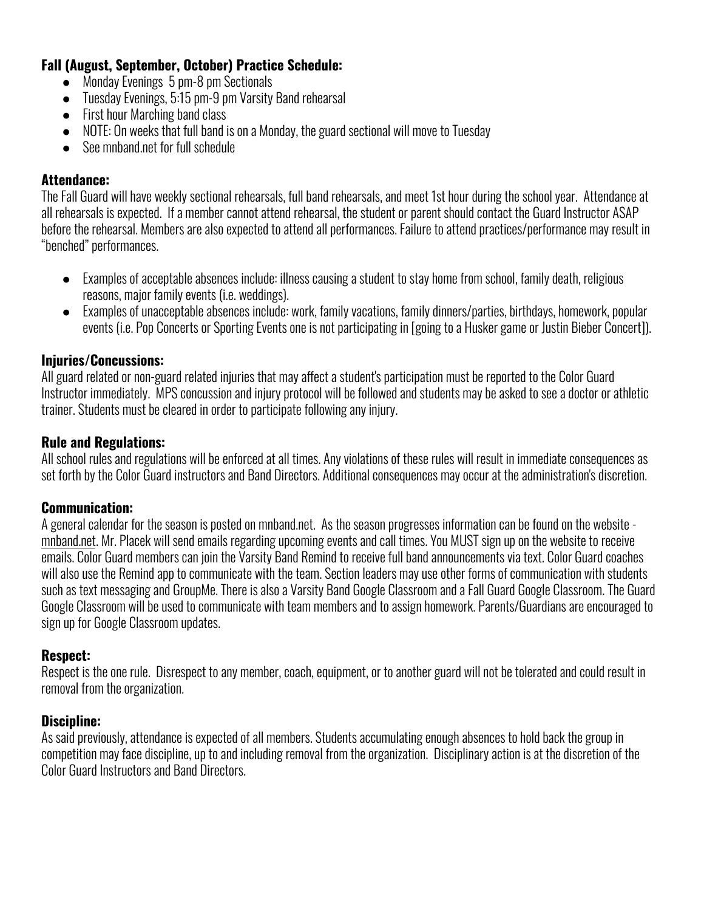**Fall (August, September, October) Practice Schedule:**

- Monday Evenings 5 pm-8 pm Sectionals
- Tuesday Evenings, 5:15 pm-9 pm Varsity Band rehearsal
- First hour Marching band class
- NOTE: On weeks that full band is on a Monday, the guard sectional will move to Tuesday
- See mnband.net for full schedule

**Attendance:**

The Fall Guard will have weekly sectional rehearsals, full band rehearsals, and meet 1st hour during the school year. Attendance at all rehearsals is expected. If a member cannot attend rehearsal, the student or parent should contact the Guard Instructor ASAP before the rehearsal. Members are also expected to attend all performances. Failure to attend practices/performance may result in "benched" performances.

- Examples of acceptable absences include: illness causing a student to stay home from school, family death, religious reasons, major family events (i.e. weddings).
- Examples of unacceptable absences include: work, family vacations, family dinners/parties, birthdays, homework, popular events (i.e. Pop Concerts or Sporting Events one is not participating in [going to a Husker game or Justin Bieber Concert]).

**Injuries/Concussions:**

All guard related or non-guard related injuries that may affect a student's participation must be reported to the Color Guard Instructor immediately. MPS concussion and injury protocol will be followed and students may be asked to see a doctor or athletic trainer. Students must be cleared in order to participate following any injury.

**Rule and Regulations:**

All school rules and regulations will be enforced at all times. Any violations of these rules will result in immediate consequences as set forth by the Color Guard instructors and Band Directors. Additional consequences may occur at the administration's discretion.

**Communication:**

A general calendar for the season is posted on mnband.net. As the season progresses information can be found on the website - mnband.net. Mr. Placek will send emails regarding upcoming events and call times. You MUST sign up on the website to receive emails. Color Guard members can join the Varsity Band Remind to receive full band announcements via text. Color Guard coaches will also use the Remind app to communicate with the team. Section leaders may use other forms of communication with students such as text messaging and GroupMe. There is also a Varsity Band Google Classroom and a Fall Guard Google Classroom. The Guard Google Classroom will be used to communicate with team members and to assign homework. Parents/Guardians are encouraged to sign up for Google Classroom updates.

**Respect:**

Respect is the one rule. Disrespect to any member, coach, equipment, or to another guard will not be tolerated and could result in removal from the organization.

**Discipline:**

As said previously, attendance is expected of all members. Students accumulating enough absences to hold back the group in competition may face discipline, up to and including removal from the organization. Disciplinary action is at the discretion of the Color Guard Instructors and Band Directors.